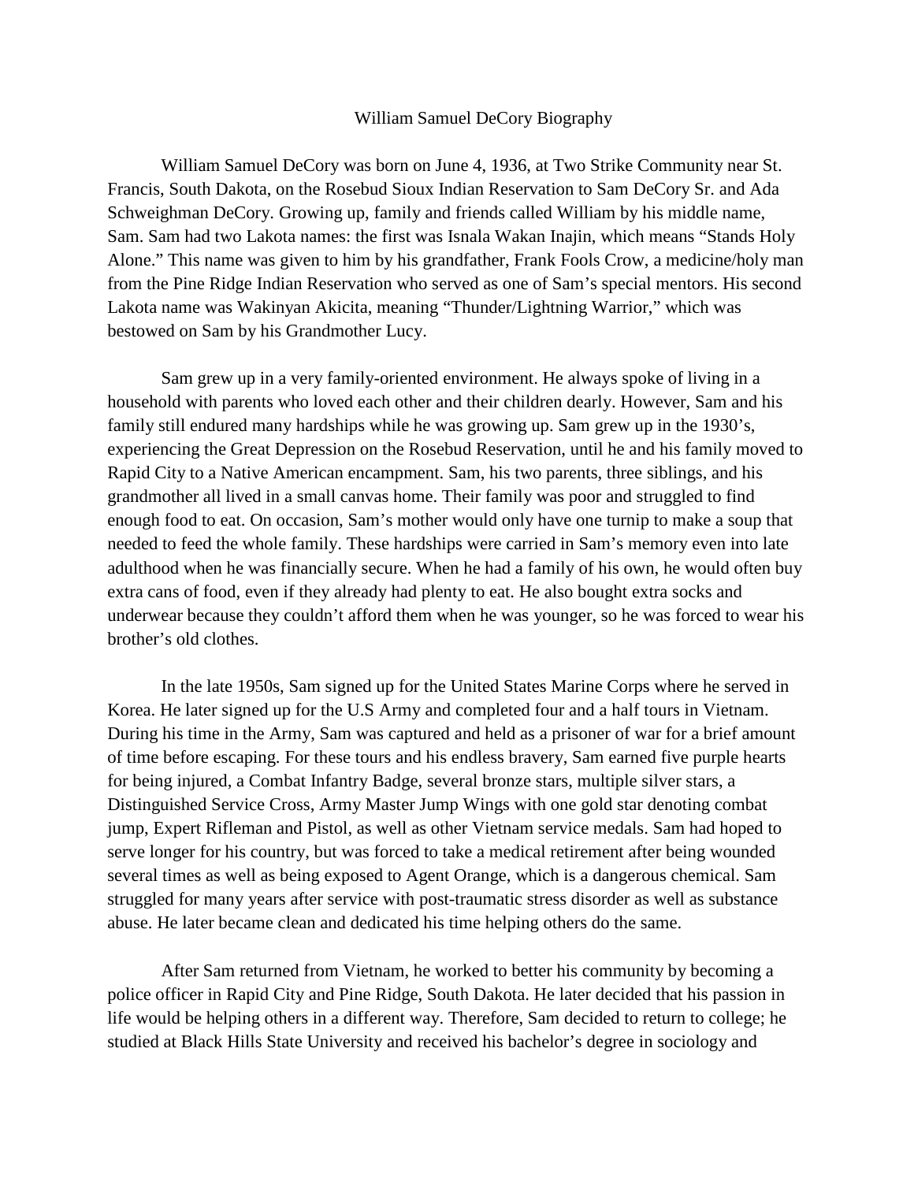# William Samuel DeCory Biography

William Samuel DeCory was born on June 4, 1936, at Two Strike Community near St. Francis, South Dakota, on the Rosebud Sioux Indian Reservation to Sam DeCory Sr. and Ada Schweighman DeCory. Growing up, family and friends called William by his middle name, Sam. Sam had two Lakota names: the first was Isnala Wakan Inajin, which means "Stands Holy Alone." This name was given to him by his grandfather, Frank Fools Crow, a medicine/holy man from the Pine Ridge Indian Reservation who served as one of Sam's special mentors. His second Lakota name was Wakinyan Akicita, meaning "Thunder/Lightning Warrior," which was bestowed on Sam by his Grandmother Lucy.

Sam grew up in a very family-oriented environment. He always spoke of living in a household with parents who loved each other and their children dearly. However, Sam and his family still endured many hardships while he was growing up. Sam grew up in the 1930's, experiencing the Great Depression on the Rosebud Reservation, until he and his family moved to Rapid City to a Native American encampment. Sam, his two parents, three siblings, and his grandmother all lived in a small canvas home. Their family was poor and struggled to find enough food to eat. On occasion, Sam's mother would only have one turnip to make a soup that needed to feed the whole family. These hardships were carried in Sam's memory even into late adulthood when he was financially secure. When he had a family of his own, he would often buy extra cans of food, even if they already had plenty to eat. He also bought extra socks and underwear because they couldn't afford them when he was younger, so he was forced to wear his brother's old clothes.

In the late 1950s, Sam signed up for the United States Marine Corps where he served in Korea. He later signed up for the U.S Army and completed four and a half tours in Vietnam. During his time in the Army, Sam was captured and held as a prisoner of war for a brief amount of time before escaping. For these tours and his endless bravery, Sam earned five purple hearts for being injured, a Combat Infantry Badge, several bronze stars, multiple silver stars, a Distinguished Service Cross, Army Master Jump Wings with one gold star denoting combat jump, Expert Rifleman and Pistol, as well as other Vietnam service medals. Sam had hoped to serve longer for his country, but was forced to take a medical retirement after being wounded several times as well as being exposed to Agent Orange, which is a dangerous chemical. Sam struggled for many years after service with post-traumatic stress disorder as well as substance abuse. He later became clean and dedicated his time helping others do the same.

After Sam returned from Vietnam, he worked to better his community by becoming a police officer in Rapid City and Pine Ridge, South Dakota. He later decided that his passion in life would be helping others in a different way. Therefore, Sam decided to return to college; he studied at Black Hills State University and received his bachelor's degree in sociology and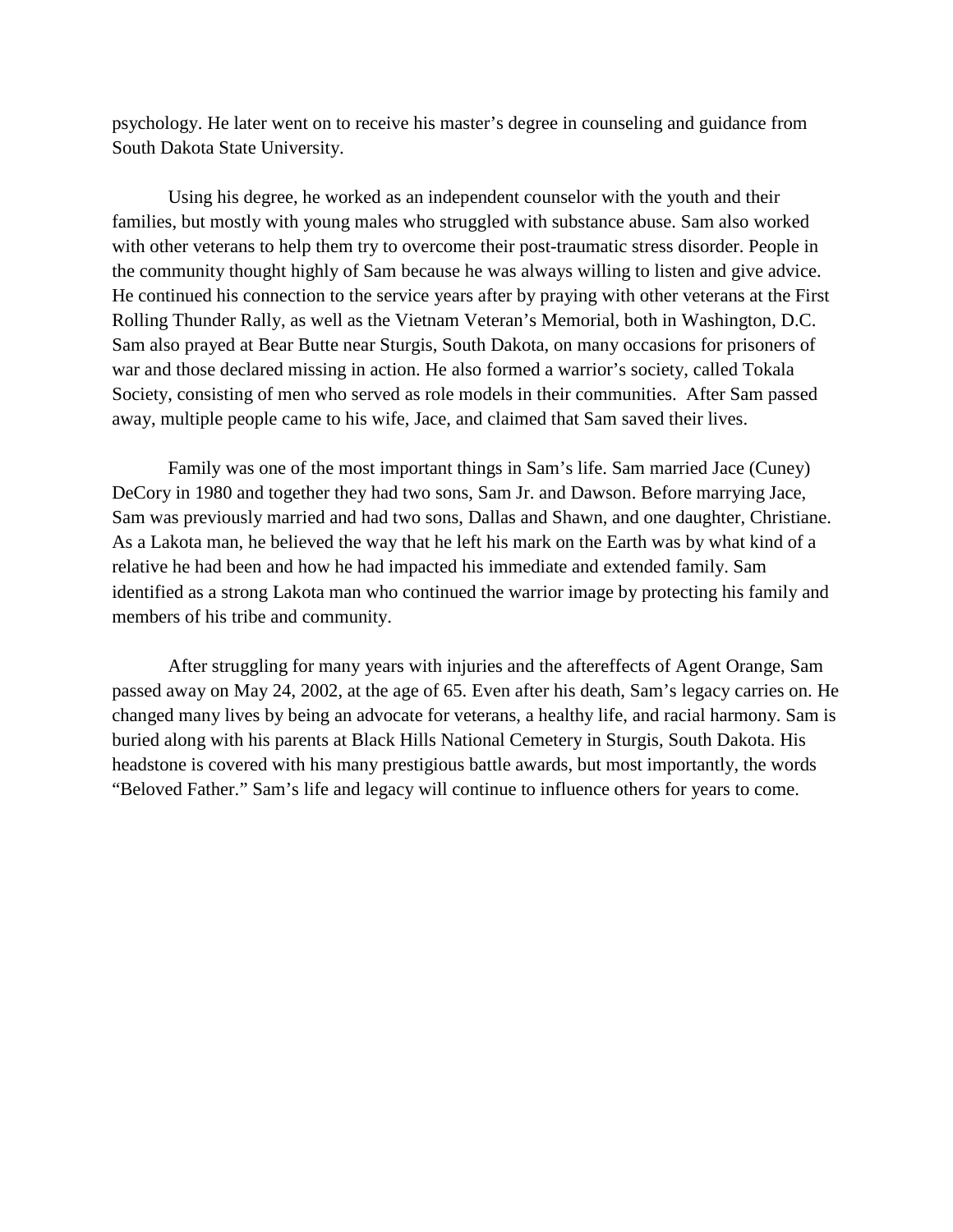psychology. He later went on to receive his master's degree in counseling and guidance from South Dakota State University.

Using his degree, he worked as an independent counselor with the youth and their families, but mostly with young males who struggled with substance abuse. Sam also worked with other veterans to help them try to overcome their post-traumatic stress disorder. People in the community thought highly of Sam because he was always willing to listen and give advice. He continued his connection to the service years after by praying with other veterans at the First Rolling Thunder Rally, as well as the Vietnam Veteran's Memorial, both in Washington, D.C. Sam also prayed at Bear Butte near Sturgis, South Dakota, on many occasions for prisoners of war and those declared missing in action. He also formed a warrior's society, called Tokala Society, consisting of men who served as role models in their communities. After Sam passed away, multiple people came to his wife, Jace, and claimed that Sam saved their lives.

Family was one of the most important things in Sam's life. Sam married Jace (Cuney) DeCory in 1980 and together they had two sons, Sam Jr. and Dawson. Before marrying Jace, Sam was previously married and had two sons, Dallas and Shawn, and one daughter, Christiane. As a Lakota man, he believed the way that he left his mark on the Earth was by what kind of a relative he had been and how he had impacted his immediate and extended family. Sam identified as a strong Lakota man who continued the warrior image by protecting his family and members of his tribe and community.

After struggling for many years with injuries and the aftereffects of Agent Orange, Sam passed away on May 24, 2002, at the age of 65. Even after his death, Sam's legacy carries on. He changed many lives by being an advocate for veterans, a healthy life, and racial harmony. Sam is buried along with his parents at Black Hills National Cemetery in Sturgis, South Dakota. His headstone is covered with his many prestigious battle awards, but most importantly, the words "Beloved Father." Sam's life and legacy will continue to influence others for years to come.